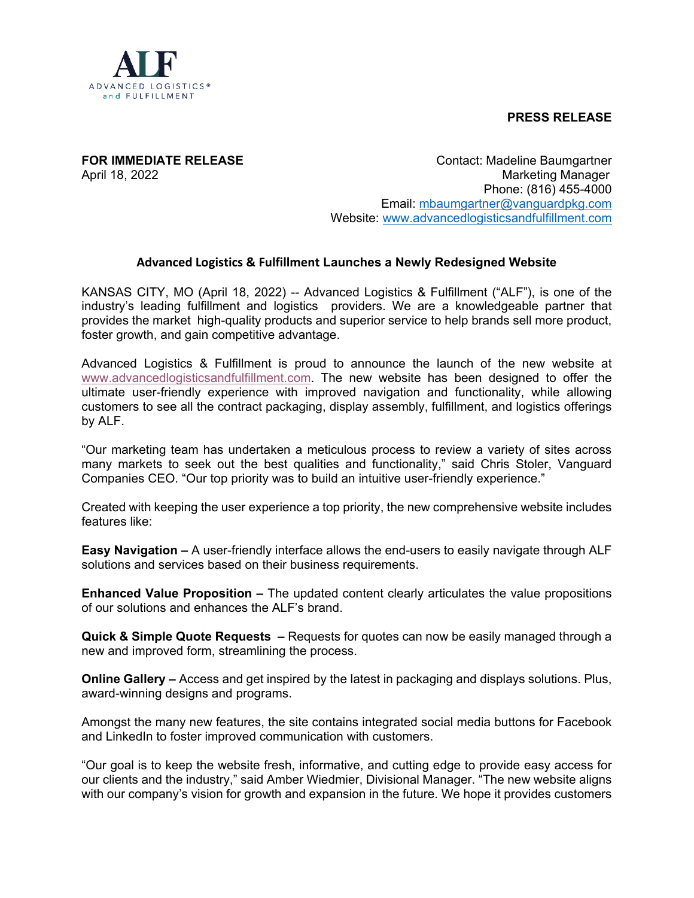ALF

ADVANCED LOGISTICS® and FULFILLMENT

**PRESS RELEASE**

**FOR IMMEDIATE RELEASE**
April 18, 2022

Contact: Madeline Baumgartner
Marketing Manager
Phone: (816) 455-4000
Email: mbaumgartner@vanguardpkg.com
Website: www.advancedlogisticsandfulfillment.com

## Advanced Logistics & Fulfillment Launches a Newly Redesigned Website

KANSAS CITY, MO (April 18, 2022) -- Advanced Logistics & Fulfillment ("ALF"), is one of the industry's leading fulfillment and logistics providers. We are a knowledgeable partner that provides the market high-quality products and superior service to help brands sell more product, foster growth, and gain competitive advantage.

Advanced Logistics & Fulfillment is proud to announce the launch of the new website at www.advancedlogisticsandfulfillment.com. The new website has been designed to offer the ultimate user-friendly experience with improved navigation and functionality, while allowing customers to see all the contract packaging, display assembly, fulfillment, and logistics offerings by ALF.

"Our marketing team has undertaken a meticulous process to review a variety of sites across many markets to seek out the best qualities and functionality," said Chris Stoler, Vanguard Companies CEO. "Our top priority was to build an intuitive user-friendly experience."

Created with keeping the user experience a top priority, the new comprehensive website includes features like:

**Easy Navigation –** A user-friendly interface allows the end-users to easily navigate through ALF solutions and services based on their business requirements.

**Enhanced Value Proposition –** The updated content clearly articulates the value propositions of our solutions and enhances the ALF's brand.

**Quick & Simple Quote Requests –** Requests for quotes can now be easily managed through a new and improved form, streamlining the process.

**Online Gallery –** Access and get inspired by the latest in packaging and displays solutions. Plus, award-winning designs and programs.

Amongst the many new features, the site contains integrated social media buttons for Facebook and LinkedIn to foster improved communication with customers.

"Our goal is to keep the website fresh, informative, and cutting edge to provide easy access for our clients and the industry," said Amber Wiedmier, Divisional Manager. "The new website aligns with our company's vision for growth and expansion in the future. We hope it provides customers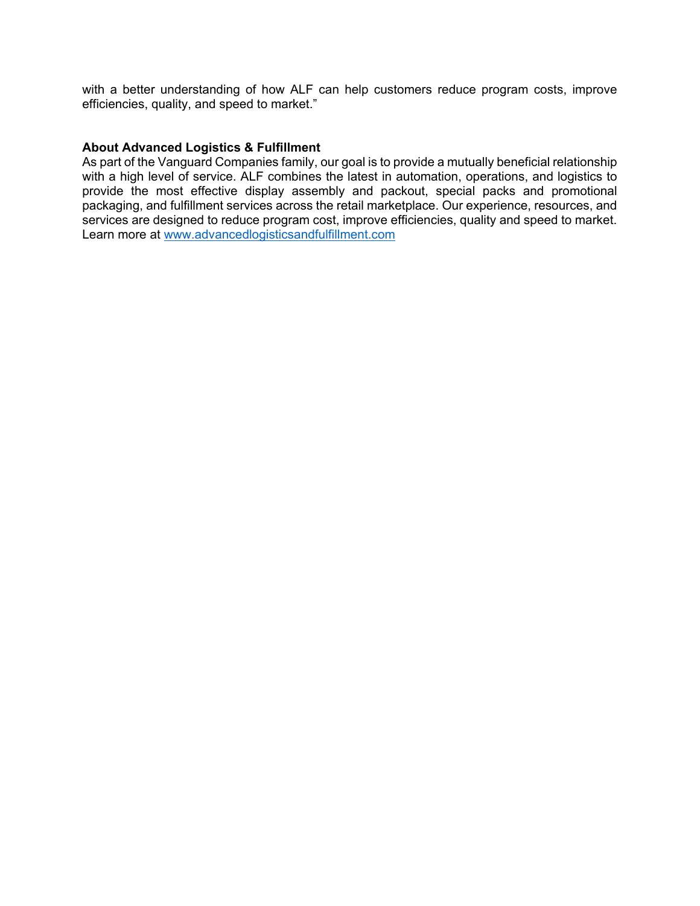with a better understanding of how ALF can help customers reduce program costs, improve efficiencies, quality, and speed to market."

**About Advanced Logistics & Fulfillment**

As part of the Vanguard Companies family, our goal is to provide a mutually beneficial relationship with a high level of service. ALF combines the latest in automation, operations, and logistics to provide the most effective display assembly and packout, special packs and promotional packaging, and fulfillment services across the retail marketplace. Our experience, resources, and services are designed to reduce program cost, improve efficiencies, quality and speed to market. Learn more at [www.advancedlogisticsandfulfillment.com](http://www.advancedlogisticsandfulfillment.com)